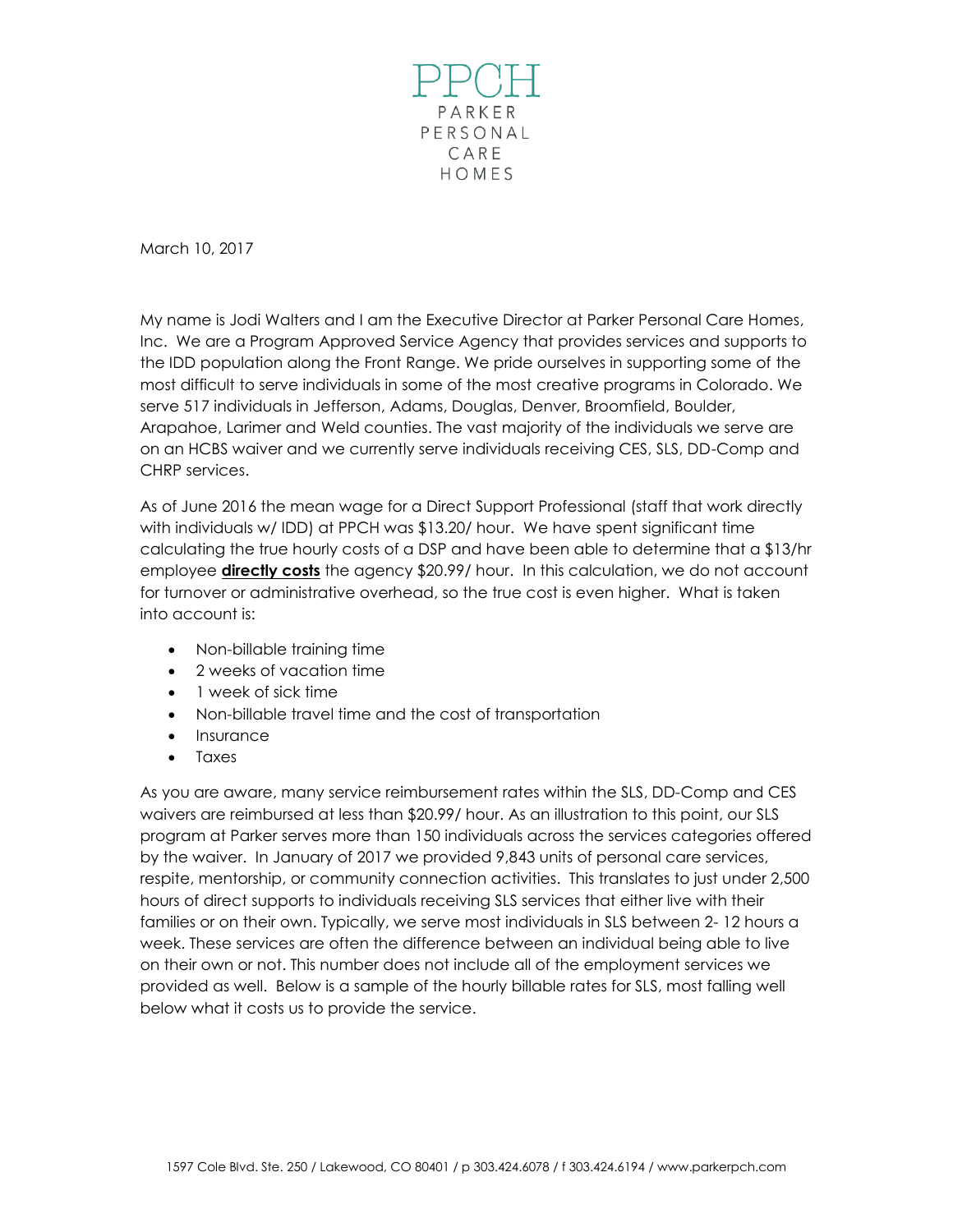# PPCH

PARKER PERSONAL CARE HOMES

March 10, 2017

My name is Jodi Walters and I am the Executive Director at Parker Personal Care Homes, Inc. We are a Program Approved Service Agency that provides services and supports to the IDD population along the Front Range. We pride ourselves in supporting some of the most difficult to serve individuals in some of the most creative programs in Colorado. We serve 517 individuals in Jefferson, Adams, Douglas, Denver, Broomfield, Boulder, Arapahoe, Larimer and Weld counties. The vast majority of the individuals we serve are on an HCBS waiver and we currently serve individuals receiving CES, SLS, DD-Comp and CHRP services.

As of June 2016 the mean wage for a Direct Support Professional (staff that work directly with individuals w/ IDD) at PPCH was $13.20/ hour. We have spent significant time calculating the true hourly costs of a DSP and have been able to determine that a $13/hr employee **directly costs** the agency $20.99/ hour. In this calculation, we do not account for turnover or administrative overhead, so the true cost is even higher. What is taken into account is:

- Non-billable training time
- 2 weeks of vacation time
- 1 week of sick time
- Non-billable travel time and the cost of transportation
- Insurance
- Taxes

As you are aware, many service reimbursement rates within the SLS, DD-Comp and CES waivers are reimbursed at less than $20.99/ hour. As an illustration to this point, our SLS program at Parker serves more than 150 individuals across the services categories offered by the waiver. In January of 2017 we provided 9,843 units of personal care services, respite, mentorship, or community connection activities. This translates to just under 2,500 hours of direct supports to individuals receiving SLS services that either live with their families or on their own. Typically, we serve most individuals in SLS between 2- 12 hours a week. These services are often the difference between an individual being able to live on their own or not. This number does not include all of the employment services we provided as well. Below is a sample of the hourly billable rates for SLS, most falling well below what it costs us to provide the service.

1597 Cole Blvd. Ste. 250 / Lakewood, CO 80401 / p 303.424.6078 / f 303.424.6194 / www.parkerpch.com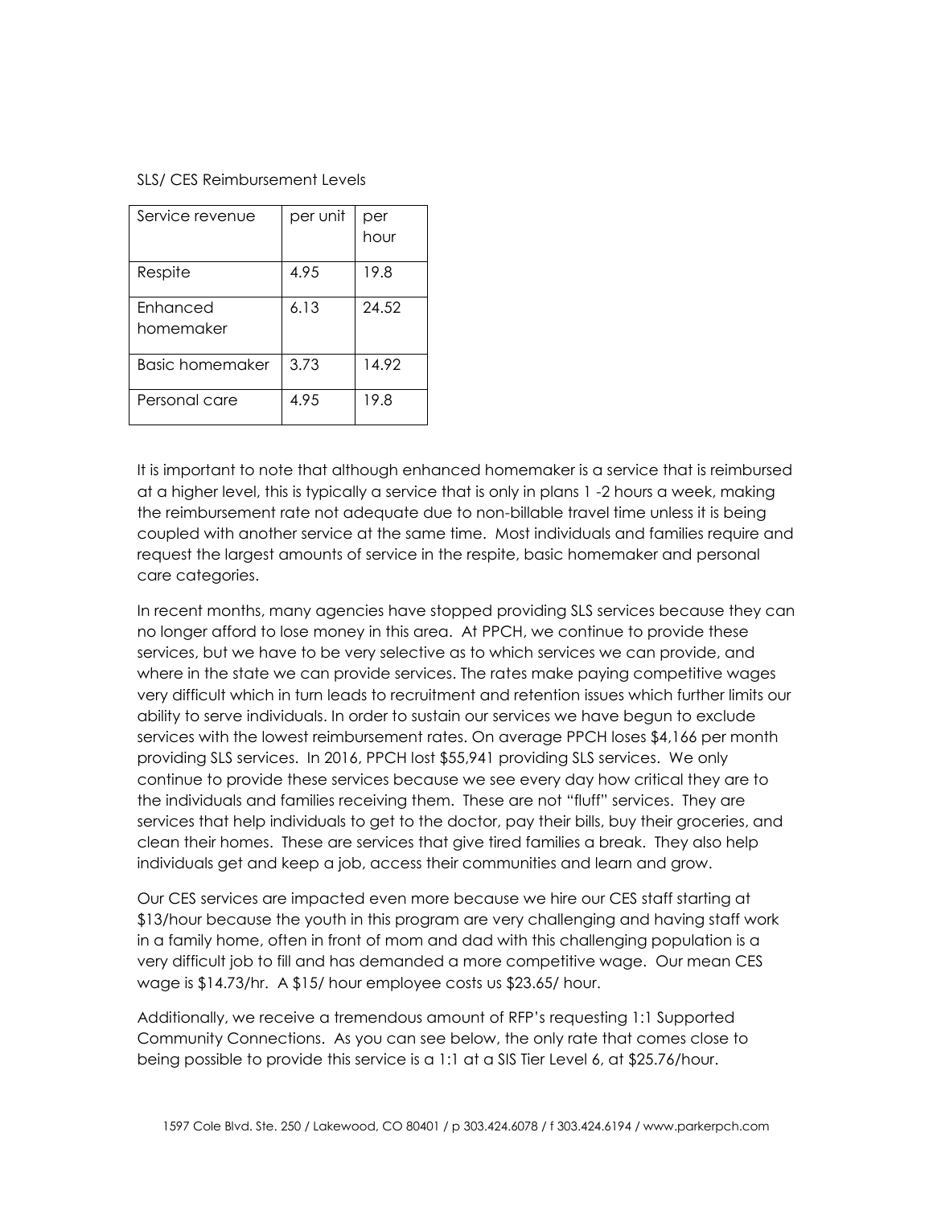SLS/ CES Reimbursement Levels

| Service revenue | per unit | per hour |
|---|---|---|
| Respite | 4.95 | 19.8 |
| Enhanced homemaker | 6.13 | 24.52 |
| Basic homemaker | 3.73 | 14.92 |
| Personal care | 4.95 | 19.8 |

It is important to note that although enhanced homemaker is a service that is reimbursed at a higher level, this is typically a service that is only in plans 1 -2 hours a week, making the reimbursement rate not adequate due to non-billable travel time unless it is being coupled with another service at the same time. Most individuals and families require and request the largest amounts of service in the respite, basic homemaker and personal care categories.

In recent months, many agencies have stopped providing SLS services because they can no longer afford to lose money in this area. At PPCH, we continue to provide these services, but we have to be very selective as to which services we can provide, and where in the state we can provide services. The rates make paying competitive wages very difficult which in turn leads to recruitment and retention issues which further limits our ability to serve individuals. In order to sustain our services we have begun to exclude services with the lowest reimbursement rates. On average PPCH loses $4,166 per month providing SLS services. In 2016, PPCH lost $55,941 providing SLS services. We only continue to provide these services because we see every day how critical they are to the individuals and families receiving them. These are not "fluff" services. They are services that help individuals to get to the doctor, pay their bills, buy their groceries, and clean their homes. These are services that give tired families a break. They also help individuals get and keep a job, access their communities and learn and grow.

Our CES services are impacted even more because we hire our CES staff starting at $13/hour because the youth in this program are very challenging and having staff work in a family home, often in front of mom and dad with this challenging population is a very difficult job to fill and has demanded a more competitive wage. Our mean CES wage is $14.73/hr. A $15/ hour employee costs us $23.65/ hour.

Additionally, we receive a tremendous amount of RFP's requesting 1:1 Supported Community Connections. As you can see below, the only rate that comes close to being possible to provide this service is a 1:1 at a SIS Tier Level 6, at $25.76/hour.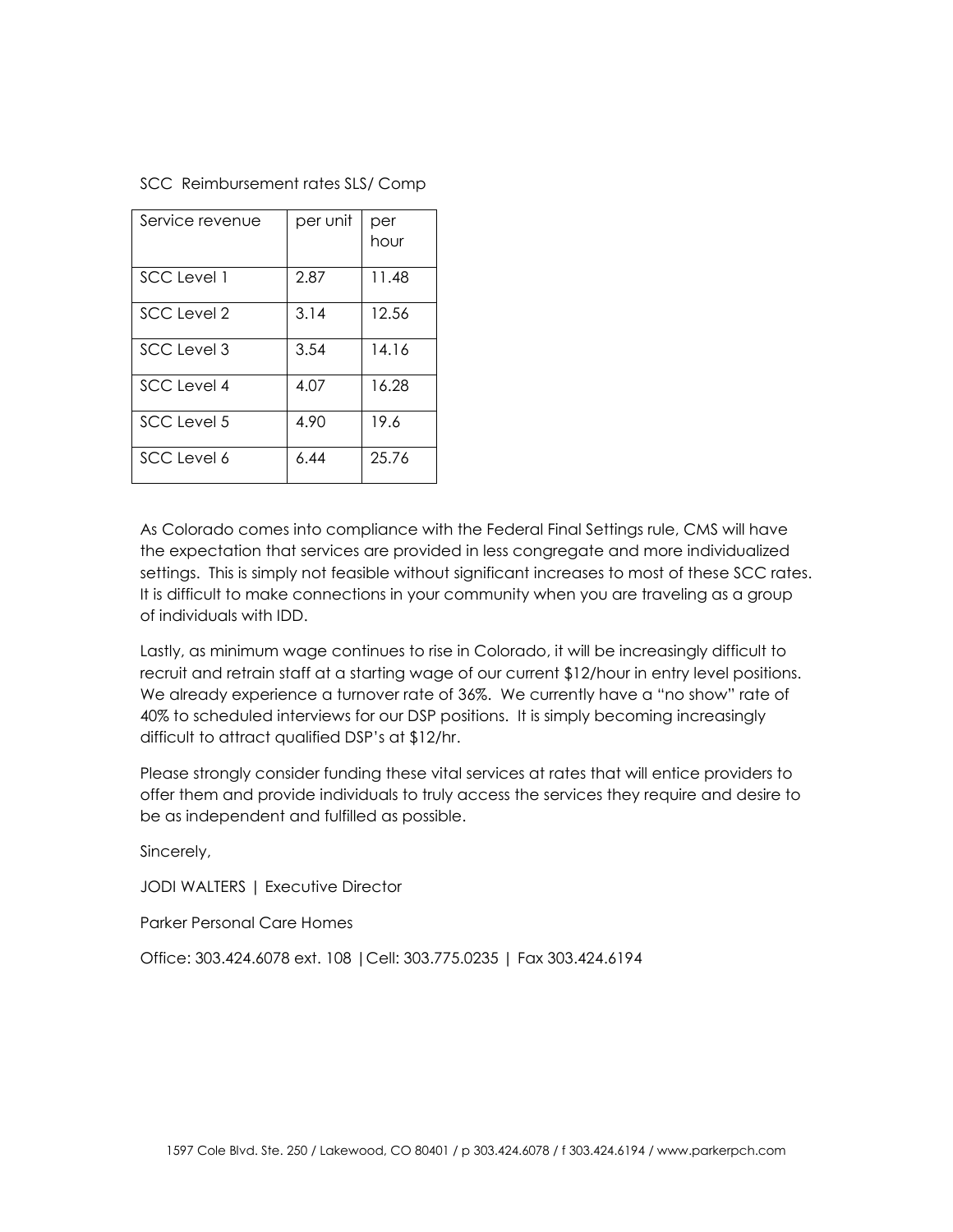SCC Reimbursement rates SLS/ Comp

| Service revenue | per unit | per hour |
| --- | --- | --- |
| SCC Level 1 | 2.87 | 11.48 |
| SCC Level 2 | 3.14 | 12.56 |
| SCC Level 3 | 3.54 | 14.16 |
| SCC Level 4 | 4.07 | 16.28 |
| SCC Level 5 | 4.90 | 19.6 |
| SCC Level 6 | 6.44 | 25.76 |

As Colorado comes into compliance with the Federal Final Settings rule, CMS will have the expectation that services are provided in less congregate and more individualized settings. This is simply not feasible without significant increases to most of these SCC rates. It is difficult to make connections in your community when you are traveling as a group of individuals with IDD.

Lastly, as minimum wage continues to rise in Colorado, it will be increasingly difficult to recruit and retrain staff at a starting wage of our current $12/hour in entry level positions. We already experience a turnover rate of 36%. We currently have a "no show" rate of 40% to scheduled interviews for our DSP positions. It is simply becoming increasingly difficult to attract qualified DSP's at $12/hr.

Please strongly consider funding these vital services at rates that will entice providers to offer them and provide individuals to truly access the services they require and desire to be as independent and fulfilled as possible.

Sincerely,

JODI WALTERS | Executive Director

Parker Personal Care Homes

Office: 303.424.6078 ext. 108 |Cell: 303.775.0235 | Fax 303.424.6194

1597 Cole Blvd. Ste. 250 / Lakewood, CO 80401 / p 303.424.6078 / f 303.424.6194 / www.parkerpch.com